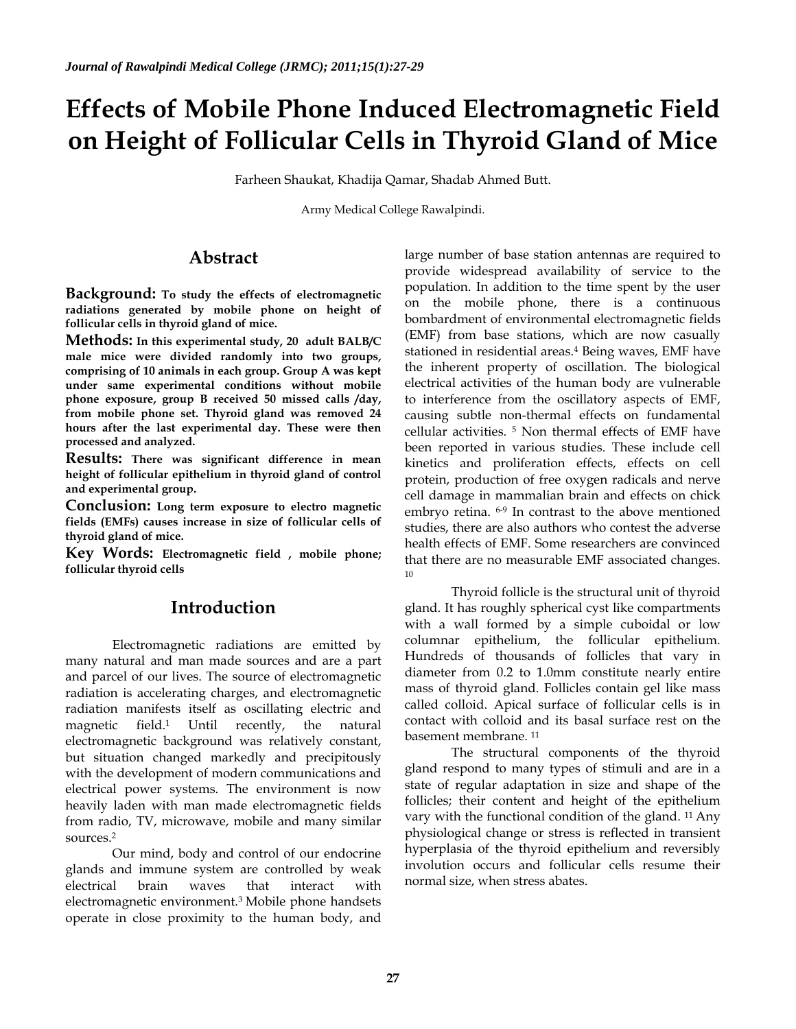# Effects of Mobile Phone Induced Electromagnetic Field on Height of Follicular Cells in Thyroid Gland of Mice

Farheen Shaukat, Khadija Qamar, Shadab Ahmed Butt.

Army Medical College Rawalpindi.

## Abstract

**Background:** **To study the effects of electromagnetic radiations generated by mobile phone on height of follicular cells in thyroid gland of mice.**

**Methods:** **In this experimental study, 20 adult BALB/C male mice were divided randomly into two groups, comprising of 10 animals in each group. Group A was kept under same experimental conditions without mobile phone exposure, group B received 50 missed calls /day, from mobile phone set. Thyroid gland was removed 24 hours after the last experimental day. These were then processed and analyzed.**

**Results:** **There was significant difference in mean height of follicular epithelium in thyroid gland of control and experimental group.**

**Conclusion:** **Long term exposure to electro magnetic fields (EMFs) causes increase in size of follicular cells of thyroid gland of mice.**

**Key Words:** **Electromagnetic field , mobile phone; follicular thyroid cells**

## Introduction

Electromagnetic radiations are emitted by many natural and man made sources and are a part and parcel of our lives. The source of electromagnetic radiation is accelerating charges, and electromagnetic radiation manifests itself as oscillating electric and magnetic field.[1] Until recently, the natural electromagnetic background was relatively constant, but situation changed markedly and precipitously with the development of modern communications and electrical power systems. The environment is now heavily laden with man made electromagnetic fields from radio, TV, microwave, mobile and many similar sources.[2]

Our mind, body and control of our endocrine glands and immune system are controlled by weak electrical brain waves that interact with electromagnetic environment.[3] Mobile phone handsets operate in close proximity to the human body, and large number of base station antennas are required to provide widespread availability of service to the population. In addition to the time spent by the user on the mobile phone, there is a continuous bombardment of environmental electromagnetic fields (EMF) from base stations, which are now casually stationed in residential areas.[4] Being waves, EMF have the inherent property of oscillation. The biological electrical activities of the human body are vulnerable to interference from the oscillatory aspects of EMF, causing subtle non-thermal effects on fundamental cellular activities. [5] Non thermal effects of EMF have been reported in various studies. These include cell kinetics and proliferation effects, effects on cell protein, production of free oxygen radicals and nerve cell damage in mammalian brain and effects on chick embryo retina. [6-9] In contrast to the above mentioned studies, there are also authors who contest the adverse health effects of EMF. Some researchers are convinced that there are no measurable EMF associated changes. [10]

Thyroid follicle is the structural unit of thyroid gland. It has roughly spherical cyst like compartments with a wall formed by a simple cuboidal or low columnar epithelium, the follicular epithelium. Hundreds of thousands of follicles that vary in diameter from 0.2 to 1.0mm constitute nearly entire mass of thyroid gland. Follicles contain gel like mass called colloid. Apical surface of follicular cells is in contact with colloid and its basal surface rest on the basement membrane. [11]

The structural components of the thyroid gland respond to many types of stimuli and are in a state of regular adaptation in size and shape of the follicles; their content and height of the epithelium vary with the functional condition of the gland. [11] Any physiological change or stress is reflected in transient hyperplasia of the thyroid epithelium and reversibly involution occurs and follicular cells resume their normal size, when stress abates.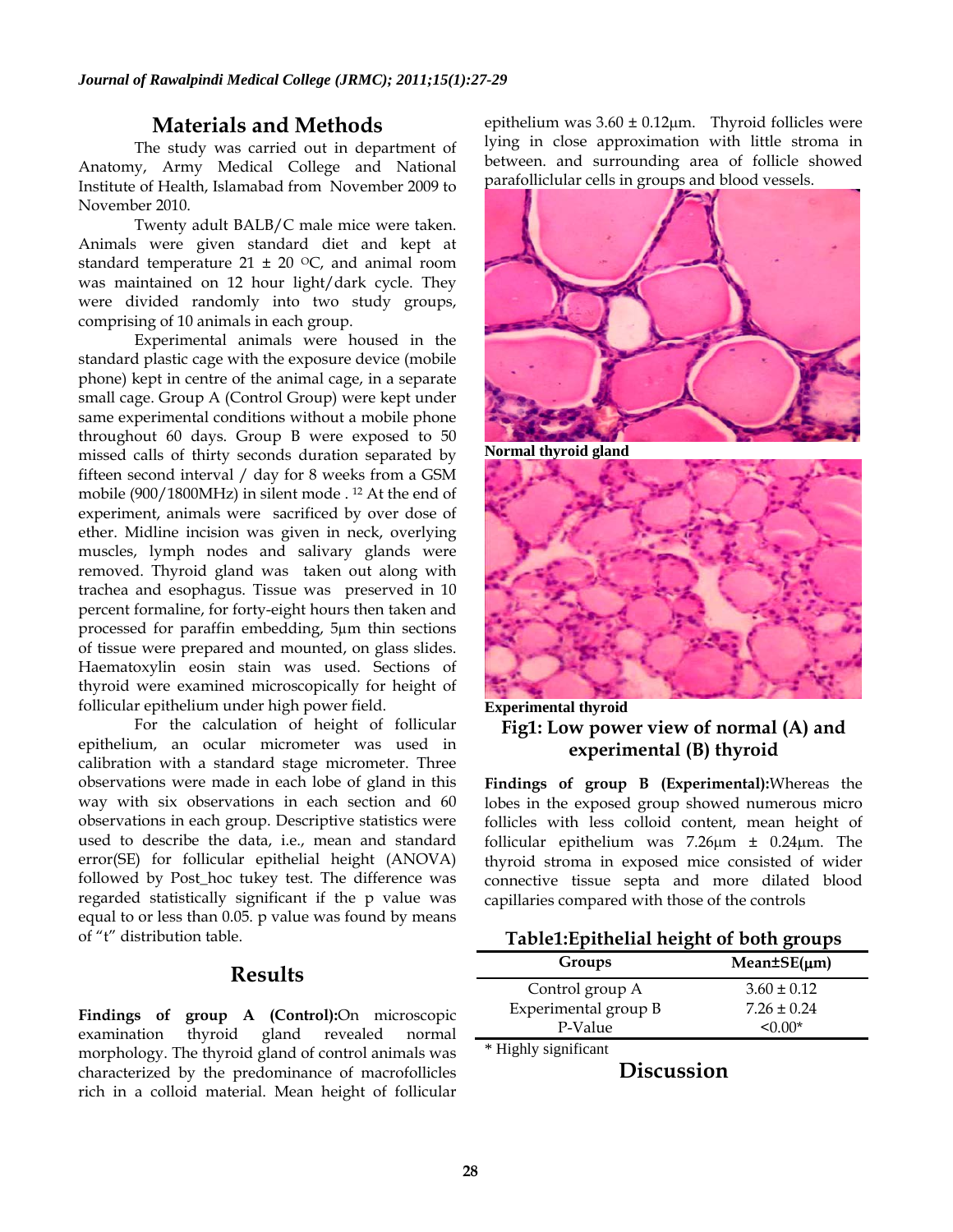## Materials and Methods

The study was carried out in department of Anatomy, Army Medical College and National Institute of Health, Islamabad from November 2009 to November 2010.

Twenty adult BALB/C male mice were taken. Animals were given standard diet and kept at standard temperature 21 ± 20 °C, and animal room was maintained on 12 hour light/dark cycle. They were divided randomly into two study groups, comprising of 10 animals in each group.

Experimental animals were housed in the standard plastic cage with the exposure device (mobile phone) kept in centre of the animal cage, in a separate small cage. Group A (Control Group) were kept under same experimental conditions without a mobile phone throughout 60 days. Group B were exposed to 50 missed calls of thirty seconds duration separated by fifteen second interval / day for 8 weeks from a GSM mobile (900/1800MHz) in silent mode . [12] At the end of experiment, animals were sacrificed by over dose of ether. Midline incision was given in neck, overlying muscles, lymph nodes and salivary glands were removed. Thyroid gland was taken out along with trachea and esophagus. Tissue was preserved in 10 percent formaline, for forty-eight hours then taken and processed for paraffin embedding, 5µm thin sections of tissue were prepared and mounted, on glass slides. Haematoxylin eosin stain was used. Sections of thyroid were examined microscopically for height of follicular epithelium under high power field.

For the calculation of height of follicular epithelium, an ocular micrometer was used in calibration with a standard stage micrometer. Three observations were made in each lobe of gland in this way with six observations in each section and 60 observations in each group. Descriptive statistics were used to describe the data, i.e., mean and standard error(SE) for follicular epithelial height (ANOVA) followed by Post_hoc tukey test. The difference was regarded statistically significant if the p value was equal to or less than 0.05. p value was found by means of "t" distribution table.

## Results

**Findings of group A (Control):** On microscopic examination thyroid gland revealed normal morphology. The thyroid gland of control animals was characterized by the predominance of macrofollicles rich in a colloid material. Mean height of follicular epithelium was 3.60 ± 0.12µm. Thyroid follicles were lying in close approximation with little stroma in between. and surrounding area of follicle showed parafolliclular cells in groups and blood vessels.

**Normal thyroid gland**

**Experimental thyroid**

**Fig1: Low power view of normal (A) and experimental (B) thyroid**

**Findings of group B (Experimental):** Whereas the lobes in the exposed group showed numerous micro follicles with less colloid content, mean height of follicular epithelium was 7.26µm ± 0.24µm. The thyroid stroma in exposed mice consisted of wider connective tissue septa and more dilated blood capillaries compared with those of the controls

**Table1:Epithelial height of both groups**

| Groups | Mean±SE(µm) |
|---|---|
| Control group A | 3.60 ± 0.12 |
| Experimental group B | 7.26 ± 0.24 |
| P-Value | <0.00* |

\* Highly significant

## Discussion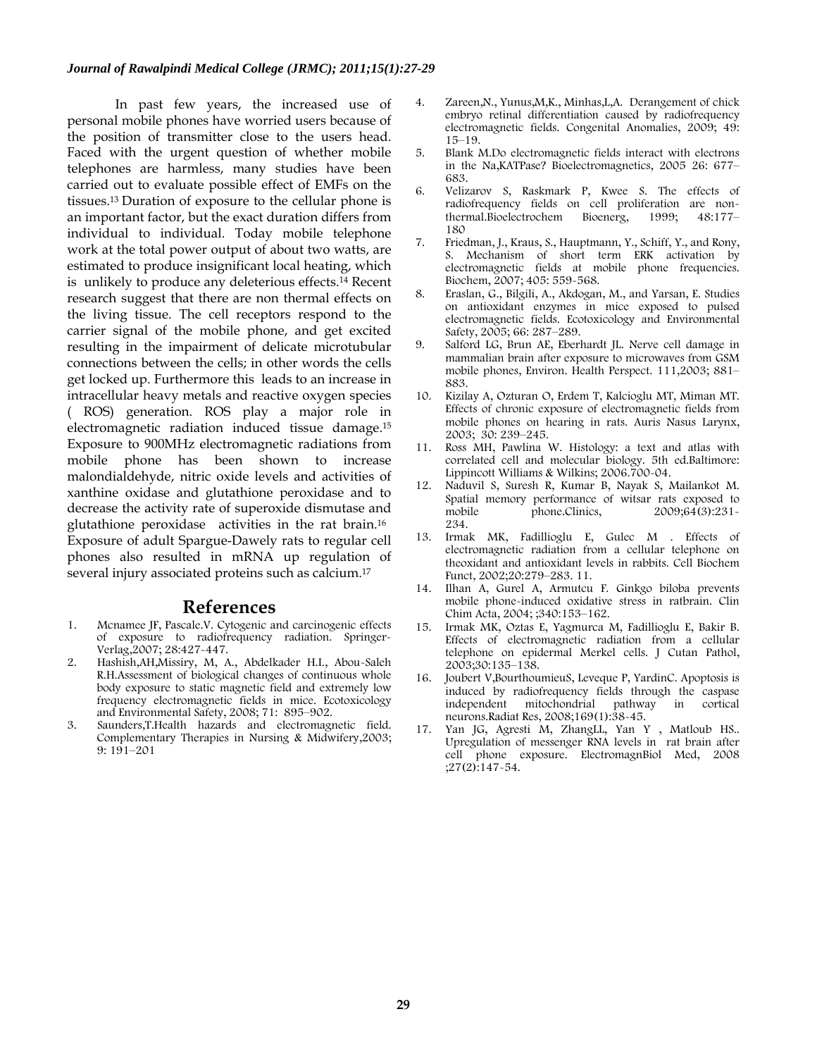In past few years, the increased use of personal mobile phones have worried users because of the position of transmitter close to the users head. Faced with the urgent question of whether mobile telephones are harmless, many studies have been carried out to evaluate possible effect of EMFs on the tissues.[13] Duration of exposure to the cellular phone is an important factor, but the exact duration differs from individual to individual. Today mobile telephone work at the total power output of about two watts, are estimated to produce insignificant local heating, which is unlikely to produce any deleterious effects.[14] Recent research suggest that there are non thermal effects on the living tissue. The cell receptors respond to the carrier signal of the mobile phone, and get excited resulting in the impairment of delicate microtubular connections between the cells; in other words the cells get locked up. Furthermore this leads to an increase in intracellular heavy metals and reactive oxygen species ( ROS) generation. ROS play a major role in electromagnetic radiation induced tissue damage.[15] Exposure to 900MHz electromagnetic radiations from mobile phone has been shown to increase malondialdehyde, nitric oxide levels and activities of xanthine oxidase and glutathione peroxidase and to decrease the activity rate of superoxide dismutase and glutathione peroxidase activities in the rat brain.[16] Exposure of adult Spargue-Dawely rats to regular cell phones also resulted in mRNA up regulation of several injury associated proteins such as calcium.[17]

## References

1. Mcnamee JF, Pascale.V. Cytogenic and carcinogenic effects of exposure to radiofrequency radiation. Springer-Verlag,2007; 28:427-447.
2. Hashish,AH,Missiry, M, A., Abdelkader H.I., Abou-Saleh R.H.Assessment of biological changes of continuous whole body exposure to static magnetic field and extremely low frequency electromagnetic fields in mice. Ecotoxicology and Environmental Safety, 2008; 71: 895–902.
3. Saunders,T.Health hazards and electromagnetic field. Complementary Therapies in Nursing & Midwifery,2003; 9: 191–201
4. Zareen,N., Yunus,M,K., Minhas,L,A. Derangement of chick embryo retinal differentiation caused by radiofrequency electromagnetic fields. Congenital Anomalies, 2009; 49: 15–19.
5. Blank M.Do electromagnetic fields interact with electrons in the Na,KATPase? Bioelectromagnetics, 2005 26: 677–683.
6. Velizarov S, Raskmark P, Kwee S. The effects of radiofrequency fields on cell proliferation are non-thermal.Bioelectrochem Bioenerg, 1999; 48:177–180
7. Friedman, J., Kraus, S., Hauptmann, Y., Schiff, Y., and Rony, S. Mechanism of short term ERK activation by electromagnetic fields at mobile phone frequencies. Biochem, 2007; 405: 559-568.
8. Eraslan, G., Bilgili, A., Akdogan, M., and Yarsan, E. Studies on antioxidant enzymes in mice exposed to pulsed electromagnetic fields. Ecotoxicology and Environmental Safety, 2005; 66: 287–289.
9. Salford LG, Brun AE, Eberhardt JL. Nerve cell damage in mammalian brain after exposure to microwaves from GSM mobile phones, Environ. Health Perspect. 111,2003; 881–883.
10. Kizilay A, Ozturan O, Erdem T, Kalcioglu MT, Miman MT. Effects of chronic exposure of electromagnetic fields from mobile phones on hearing in rats. Auris Nasus Larynx, 2003; 30: 239–245.
11. Ross MH, Pawlina W. Histology: a text and atlas with correlated cell and molecular biology. 5th ed.Baltimore: Lippincott Williams & Wilkins; 2006.700-04.
12. Naduvil S, Suresh R, Kumar B, Nayak S, Mailankot M. Spatial memory performance of witsar rats exposed to mobile phone.Clinics, 2009;64(3):231-234.
13. Irmak MK, Fadillioglu E, Gulec M . Effects of electromagnetic radiation from a cellular telephone on theoxidant and antioxidant levels in rabbits. Cell Biochem Funct, 2002;20:279–283. 11.
14. Ilhan A, Gurel A, Armutcu F. Ginkgo biloba prevents mobile phone-induced oxidative stress in ratbrain. Clin Chim Acta, 2004; ;340:153–162.
15. Irmak MK, Oztas E, Yagmurca M, Fadillioglu E, Bakir B. Effects of electromagnetic radiation from a cellular telephone on epidermal Merkel cells. J Cutan Pathol, 2003;30:135–138.
16. Joubert V,BourthoumieuS, Leveque P, YardinC. Apoptosis is induced by radiofrequency fields through the caspase independent mitochondrial pathway in cortical neurons.Radiat Res, 2008;169(1):38-45.
17. Yan JG, Agresti M, ZhangLL, Yan Y , Matloub HS.. Upregulation of messenger RNA levels in rat brain after cell phone exposure. ElectromagnBiol Med, 2008 ;27(2):147-54.